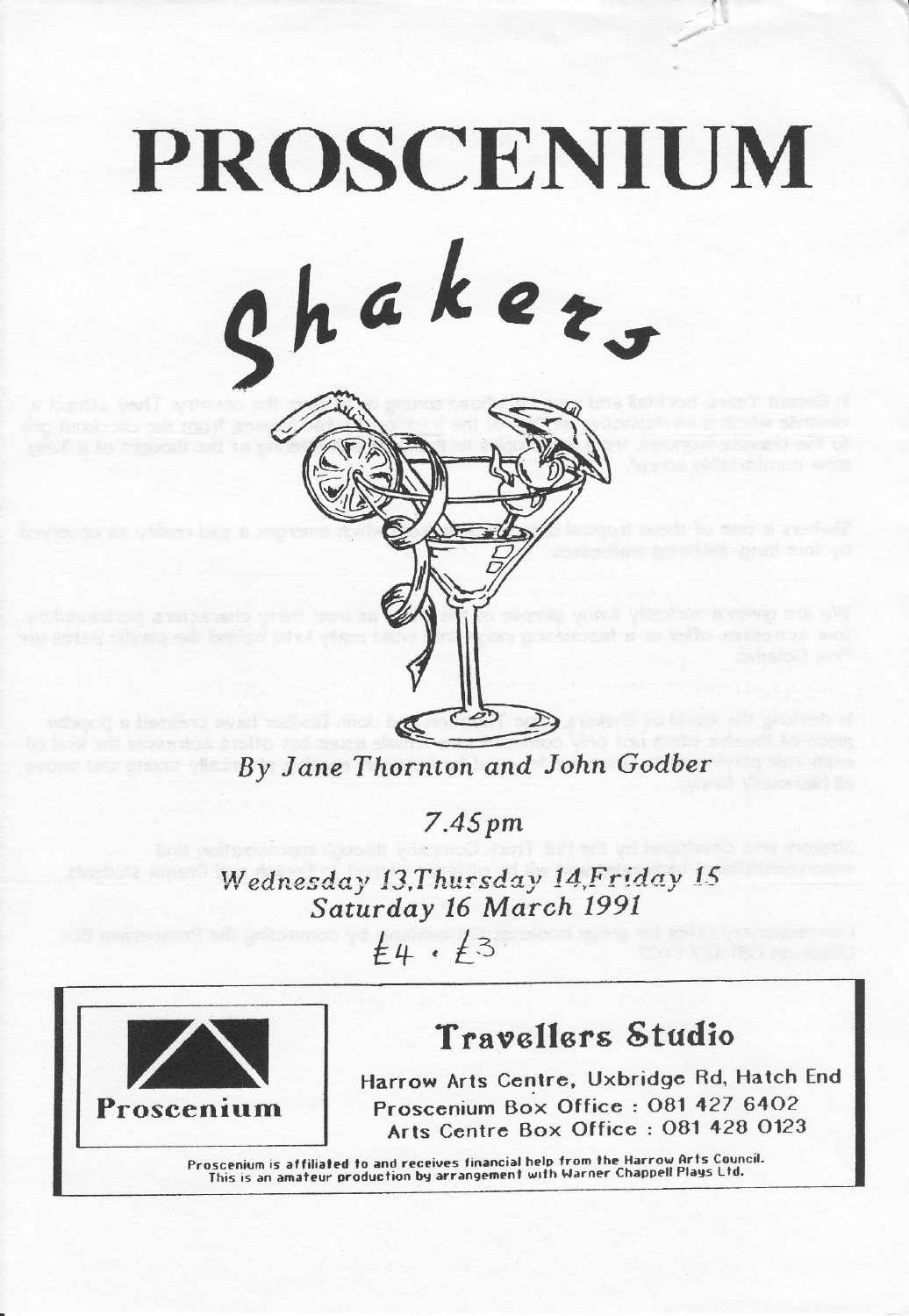# PROSCENIUM

## Shakers

*By Jane Thornton and John Godber*

*7.45pm*

*Wednesday 13, Thursday 14, Friday 15*
*Saturday 16 March 1991*

£4 · £3

## Travellers Studio

Harrow Arts Centre, Uxbridge Rd, Hatch End
Proscenium Box Office : 081 427 6402
Arts Centre Box Office : 081 428 0123

Proscenium

**Proscenium is affiliated to and receives financial help from the Harrow Arts Council.**
**This is an amateur production by arrangement with Warner Chappell Plays Ltd.**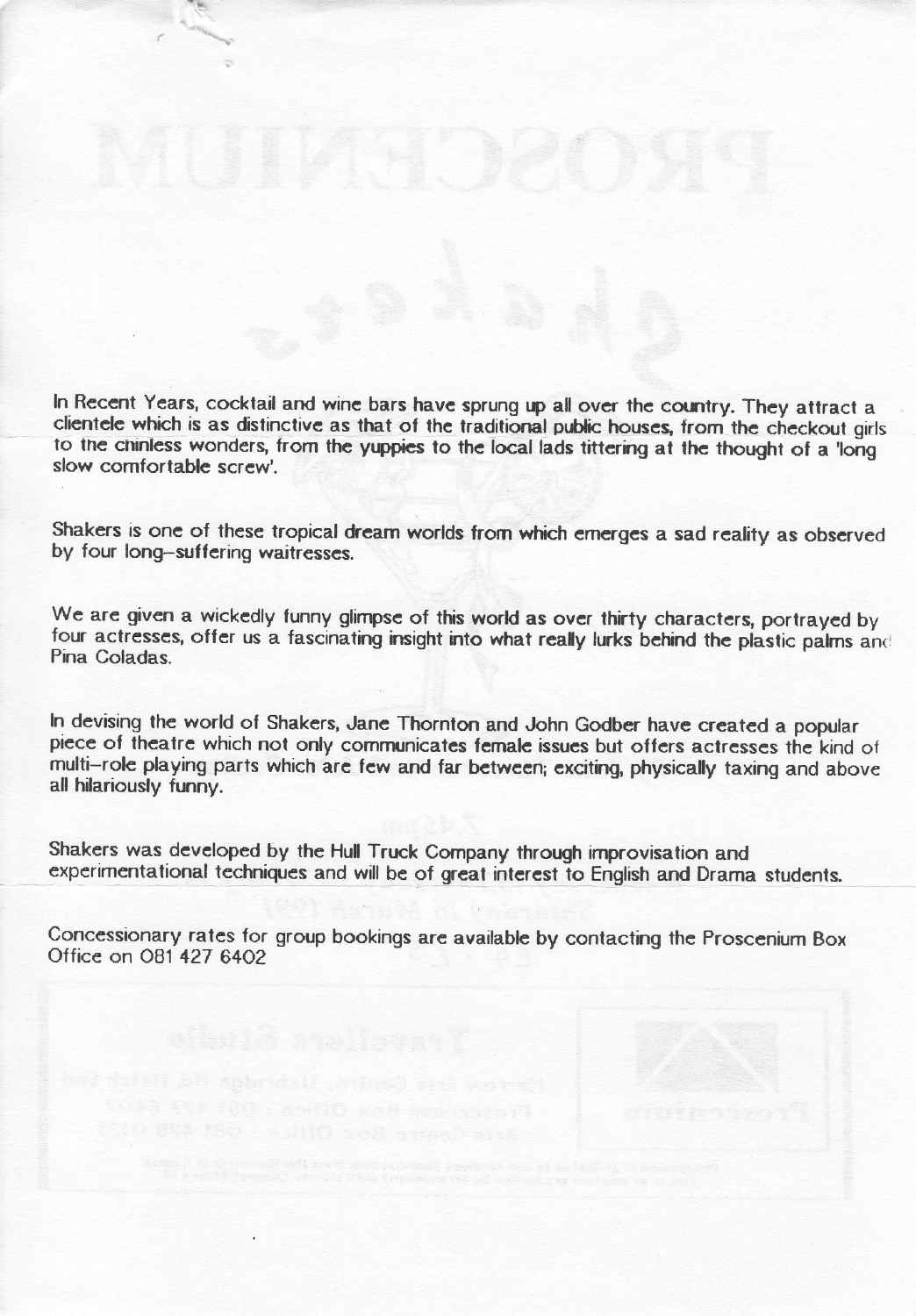In Recent Years, cocktail and wine bars have sprung up all over the country. They attract a clientele which is as distinctive as that of the traditional public houses, from the checkout girls to the chinless wonders, from the yuppies to the local lads tittering at the thought of a 'long slow comfortable screw'.

Shakers is one of these tropical dream worlds from which emerges a sad reality as observed by four long–suffering waitresses.

We are given a wickedly funny glimpse of this world as over thirty characters, portrayed by four actresses, offer us a fascinating insight into what really lurks behind the plastic palms and Pina Coladas.

In devising the world of Shakers, Jane Thornton and John Godber have created a popular piece of theatre which not only communicates female issues but offers actresses the kind of multi–role playing parts which are few and far between; exciting, physically taxing and above all hilariously funny.

Shakers was developed by the Hull Truck Company through improvisation and experimentational techniques and will be of great interest to English and Drama students.

Concessionary rates for group bookings are available by contacting the Proscenium Box Office on 081 427 6402